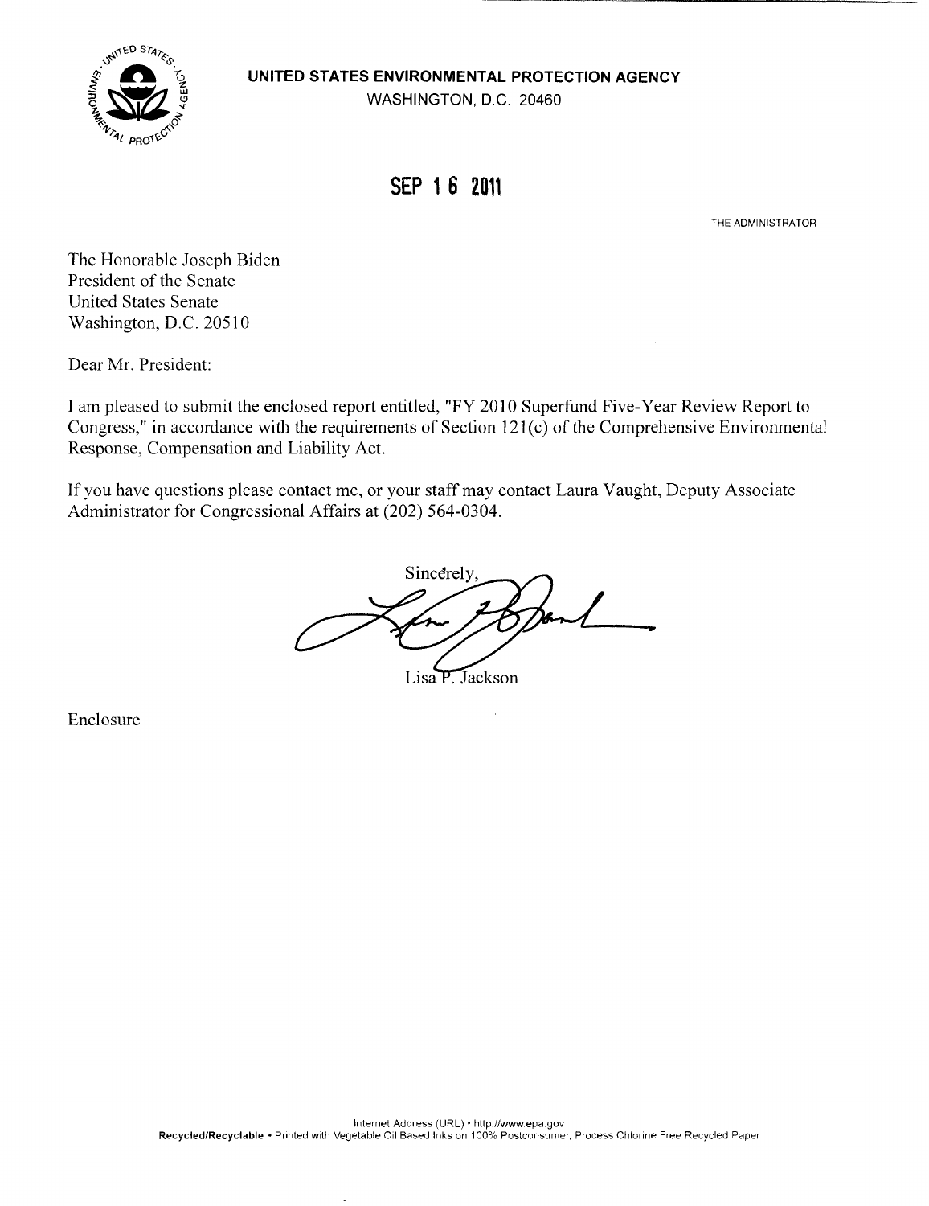**UNITED STATES ENVIRONMENTAL PROTECTION AGENCY**
WASHINGTON, D.C. 20460

**SEP 16 2011**

THE ADMINISTRATOR

The Honorable Joseph Biden
President of the Senate
United States Senate
Washington, D.C. 20510

Dear Mr. President:

I am pleased to submit the enclosed report entitled, "FY 2010 Superfund Five-Year Review Report to Congress," in accordance with the requirements of Section 121(c) of the Comprehensive Environmental Response, Compensation and Liability Act.

If you have questions please contact me, or your staff may contact Laura Vaught, Deputy Associate Administrator for Congressional Affairs at (202) 564-0304.

Sincerely,

Lisa P. Jackson

Enclosure

Internet Address (URL) • http://www.epa.gov
**Recycled/Recyclable** • Printed with Vegetable Oil Based Inks on 100% Postconsumer, Process Chlorine Free Recycled Paper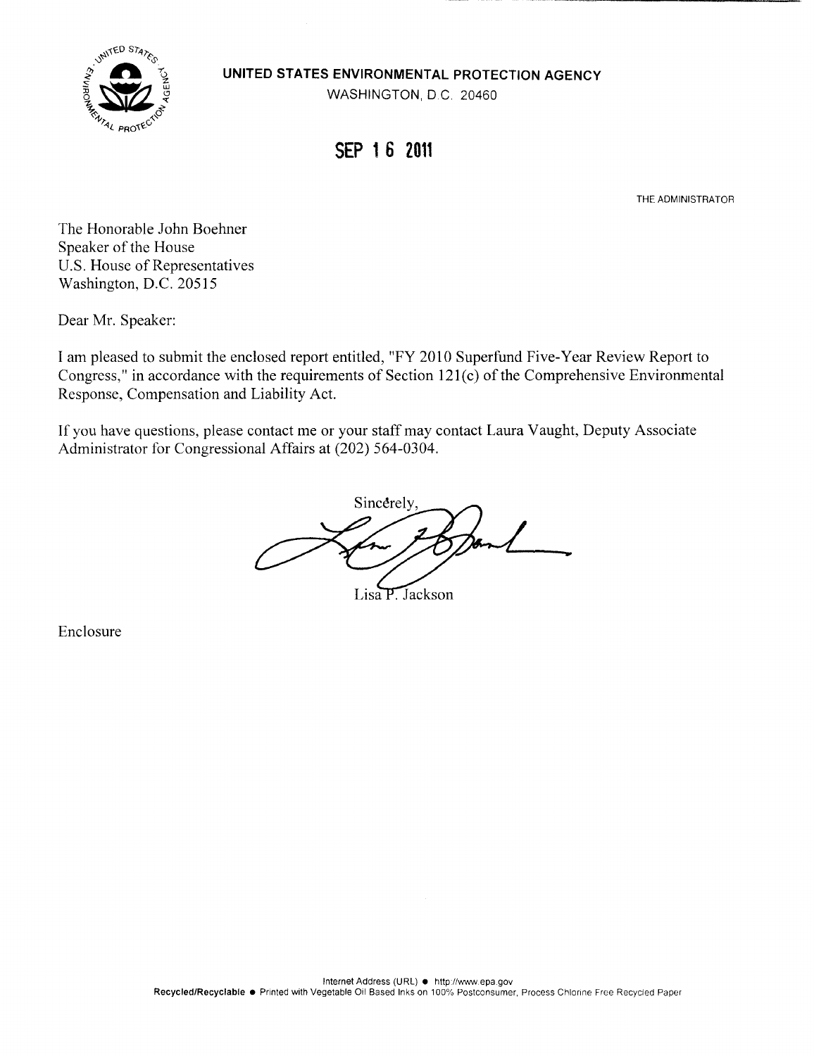**UNITED STATES ENVIRONMENTAL PROTECTION AGENCY**
WASHINGTON, D.C. 20460

**SEP 16 2011**

THE ADMINISTRATOR

The Honorable John Boehner
Speaker of the House
U.S. House of Representatives
Washington, D.C. 20515

Dear Mr. Speaker:

I am pleased to submit the enclosed report entitled, "FY 2010 Superfund Five-Year Review Report to Congress," in accordance with the requirements of Section 121(c) of the Comprehensive Environmental Response, Compensation and Liability Act.

If you have questions, please contact me or your staff may contact Laura Vaught, Deputy Associate Administrator for Congressional Affairs at (202) 564-0304.

Sincerely,

Lisa P. Jackson

Enclosure

Internet Address (URL) ● http://www.epa.gov
**Recycled/Recyclable** ● Printed with Vegetable Oil Based Inks on 100% Postconsumer, Process Chlorine Free Recycled Paper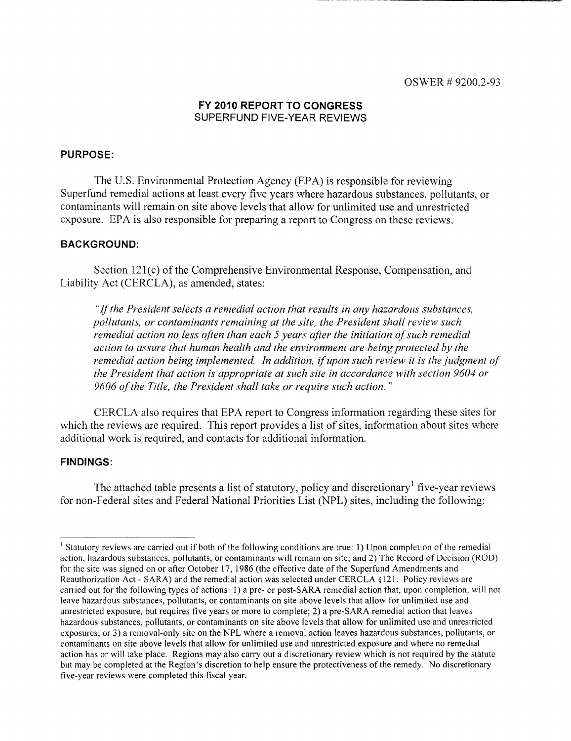OSWER # 9200.2-93

## FY 2010 REPORT TO CONGRESS
SUPERFUND FIVE-YEAR REVIEWS

### PURPOSE:

The U.S. Environmental Protection Agency (EPA) is responsible for reviewing Superfund remedial actions at least every five years where hazardous substances, pollutants, or contaminants will remain on site above levels that allow for unlimited use and unrestricted exposure. EPA is also responsible for preparing a report to Congress on these reviews.

### BACKGROUND:

Section 121(c) of the Comprehensive Environmental Response, Compensation, and Liability Act (CERCLA), as amended, states:

> *"If the President selects a remedial action that results in any hazardous substances, pollutants, or contaminants remaining at the site, the President shall review such remedial action no less often than each 5 years after the initiation of such remedial action to assure that human health and the environment are being protected by the remedial action being implemented. In addition, if upon such review it is the judgment of the President that action is appropriate at such site in accordance with section 9604 or 9606 of the Title, the President shall take or require such action."*

CERCLA also requires that EPA report to Congress information regarding these sites for which the reviews are required. This report provides a list of sites, information about sites where additional work is required, and contacts for additional information.

### FINDINGS:

The attached table presents a list of statutory, policy and discretionary[1] five-year reviews for non-Federal sites and Federal National Priorities List (NPL) sites, including the following:

---

[1] Statutory reviews are carried out if both of the following conditions are true: 1) Upon completion of the remedial action, hazardous substances, pollutants, or contaminants will remain on site; and 2) The Record of Decision (ROD) for the site was signed on or after October 17, 1986 (the effective date of the Superfund Amendments and Reauthorization Act - SARA) and the remedial action was selected under CERCLA §121. Policy reviews are carried out for the following types of actions: 1) a pre- or post-SARA remedial action that, upon completion, will not leave hazardous substances, pollutants, or contaminants on site above levels that allow for unlimited use and unrestricted exposure, but requires five years or more to complete; 2) a pre-SARA remedial action that leaves hazardous substances, pollutants, or contaminants on site above levels that allow for unlimited use and unrestricted exposures; or 3) a removal-only site on the NPL where a removal action leaves hazardous substances, pollutants, or contaminants on site above levels that allow for unlimited use and unrestricted exposure and where no remedial action has or will take place. Regions may also carry out a discretionary review which is not required by the statute but may be completed at the Region's discretion to help ensure the protectiveness of the remedy. No discretionary five-year reviews were completed this fiscal year.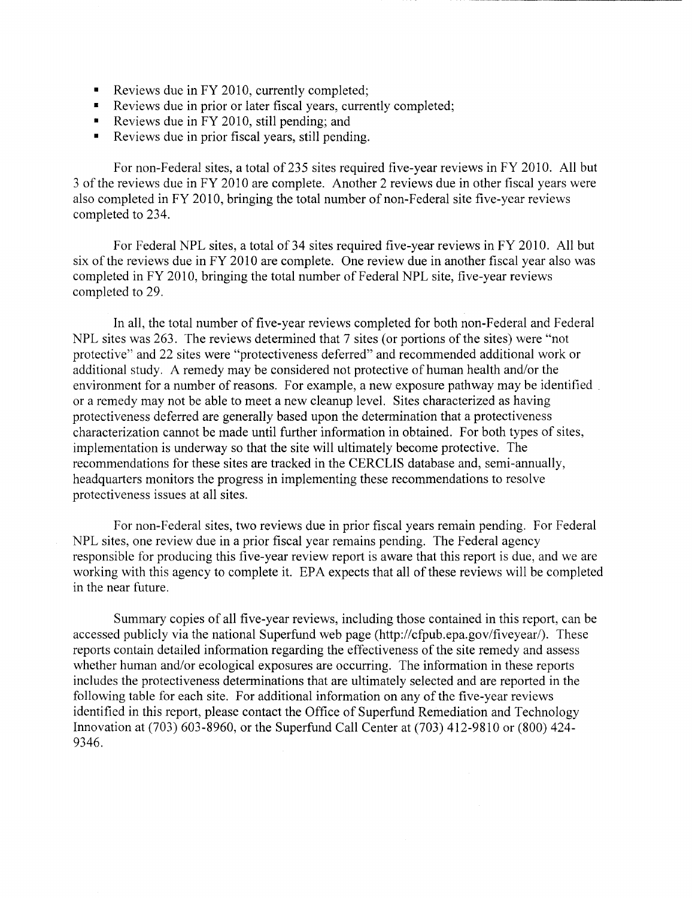- Reviews due in FY 2010, currently completed;
- Reviews due in prior or later fiscal years, currently completed;
- Reviews due in FY 2010, still pending; and
- Reviews due in prior fiscal years, still pending.

For non-Federal sites, a total of 235 sites required five-year reviews in FY 2010. All but 3 of the reviews due in FY 2010 are complete. Another 2 reviews due in other fiscal years were also completed in FY 2010, bringing the total number of non-Federal site five-year reviews completed to 234.

For Federal NPL sites, a total of 34 sites required five-year reviews in FY 2010. All but six of the reviews due in FY 2010 are complete. One review due in another fiscal year also was completed in FY 2010, bringing the total number of Federal NPL site, five-year reviews completed to 29.

In all, the total number of five-year reviews completed for both non-Federal and Federal NPL sites was 263. The reviews determined that 7 sites (or portions of the sites) were "not protective" and 22 sites were "protectiveness deferred" and recommended additional work or additional study. A remedy may be considered not protective of human health and/or the environment for a number of reasons. For example, a new exposure pathway may be identified or a remedy may not be able to meet a new cleanup level. Sites characterized as having protectiveness deferred are generally based upon the determination that a protectiveness characterization cannot be made until further information in obtained. For both types of sites, implementation is underway so that the site will ultimately become protective. The recommendations for these sites are tracked in the CERCLIS database and, semi-annually, headquarters monitors the progress in implementing these recommendations to resolve protectiveness issues at all sites.

For non-Federal sites, two reviews due in prior fiscal years remain pending. For Federal NPL sites, one review due in a prior fiscal year remains pending. The Federal agency responsible for producing this five-year review report is aware that this report is due, and we are working with this agency to complete it. EPA expects that all of these reviews will be completed in the near future.

Summary copies of all five-year reviews, including those contained in this report, can be accessed publicly via the national Superfund web page (http://cfpub.epa.gov/fiveyear/). These reports contain detailed information regarding the effectiveness of the site remedy and assess whether human and/or ecological exposures are occurring. The information in these reports includes the protectiveness determinations that are ultimately selected and are reported in the following table for each site. For additional information on any of the five-year reviews identified in this report, please contact the Office of Superfund Remediation and Technology Innovation at (703) 603-8960, or the Superfund Call Center at (703) 412-9810 or (800) 424-9346.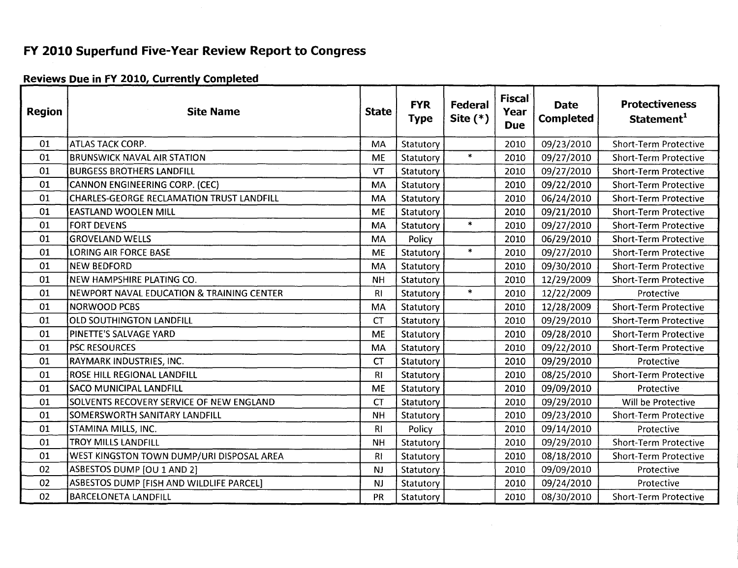# FY 2010 Superfund Five-Year Review Report to Congress

## Reviews Due in FY 2010, Currently Completed

| Region | Site Name | State | FYR Type | Federal Site (*) | Fiscal Year Due | Date Completed | Protectiveness Statement[1] |
|---|---|---|---|---|---|---|---|
| 01 | ATLAS TACK CORP. | MA | Statutory | | 2010 | 09/23/2010 | Short-Term Protective |
| 01 | BRUNSWICK NAVAL AIR STATION | ME | Statutory | * | 2010 | 09/27/2010 | Short-Term Protective |
| 01 | BURGESS BROTHERS LANDFILL | VT | Statutory | | 2010 | 09/27/2010 | Short-Term Protective |
| 01 | CANNON ENGINEERING CORP. (CEC) | MA | Statutory | | 2010 | 09/22/2010 | Short-Term Protective |
| 01 | CHARLES-GEORGE RECLAMATION TRUST LANDFILL | MA | Statutory | | 2010 | 06/24/2010 | Short-Term Protective |
| 01 | EASTLAND WOOLEN MILL | ME | Statutory | | 2010 | 09/21/2010 | Short-Term Protective |
| 01 | FORT DEVENS | MA | Statutory | * | 2010 | 09/27/2010 | Short-Term Protective |
| 01 | GROVELAND WELLS | MA | Policy | | 2010 | 06/29/2010 | Short-Term Protective |
| 01 | LORING AIR FORCE BASE | ME | Statutory | * | 2010 | 09/27/2010 | Short-Term Protective |
| 01 | NEW BEDFORD | MA | Statutory | | 2010 | 09/30/2010 | Short-Term Protective |
| 01 | NEW HAMPSHIRE PLATING CO. | NH | Statutory | | 2010 | 12/29/2009 | Short-Term Protective |
| 01 | NEWPORT NAVAL EDUCATION & TRAINING CENTER | RI | Statutory | * | 2010 | 12/22/2009 | Protective |
| 01 | NORWOOD PCBS | MA | Statutory | | 2010 | 12/28/2009 | Short-Term Protective |
| 01 | OLD SOUTHINGTON LANDFILL | CT | Statutory | | 2010 | 09/29/2010 | Short-Term Protective |
| 01 | PINETTE'S SALVAGE YARD | ME | Statutory | | 2010 | 09/28/2010 | Short-Term Protective |
| 01 | PSC RESOURCES | MA | Statutory | | 2010 | 09/22/2010 | Short-Term Protective |
| 01 | RAYMARK INDUSTRIES, INC. | CT | Statutory | | 2010 | 09/29/2010 | Protective |
| 01 | ROSE HILL REGIONAL LANDFILL | RI | Statutory | | 2010 | 08/25/2010 | Short-Term Protective |
| 01 | SACO MUNICIPAL LANDFILL | ME | Statutory | | 2010 | 09/09/2010 | Protective |
| 01 | SOLVENTS RECOVERY SERVICE OF NEW ENGLAND | CT | Statutory | | 2010 | 09/29/2010 | Will be Protective |
| 01 | SOMERSWORTH SANITARY LANDFILL | NH | Statutory | | 2010 | 09/23/2010 | Short-Term Protective |
| 01 | STAMINA MILLS, INC. | RI | Policy | | 2010 | 09/14/2010 | Protective |
| 01 | TROY MILLS LANDFILL | NH | Statutory | | 2010 | 09/29/2010 | Short-Term Protective |
| 01 | WEST KINGSTON TOWN DUMP/URI DISPOSAL AREA | RI | Statutory | | 2010 | 08/18/2010 | Short-Term Protective |
| 02 | ASBESTOS DUMP [OU 1 AND 2] | NJ | Statutory | | 2010 | 09/09/2010 | Protective |
| 02 | ASBESTOS DUMP [FISH AND WILDLIFE PARCEL] | NJ | Statutory | | 2010 | 09/24/2010 | Protective |
| 02 | BARCELONETA LANDFILL | PR | Statutory | | 2010 | 08/30/2010 | Short-Term Protective |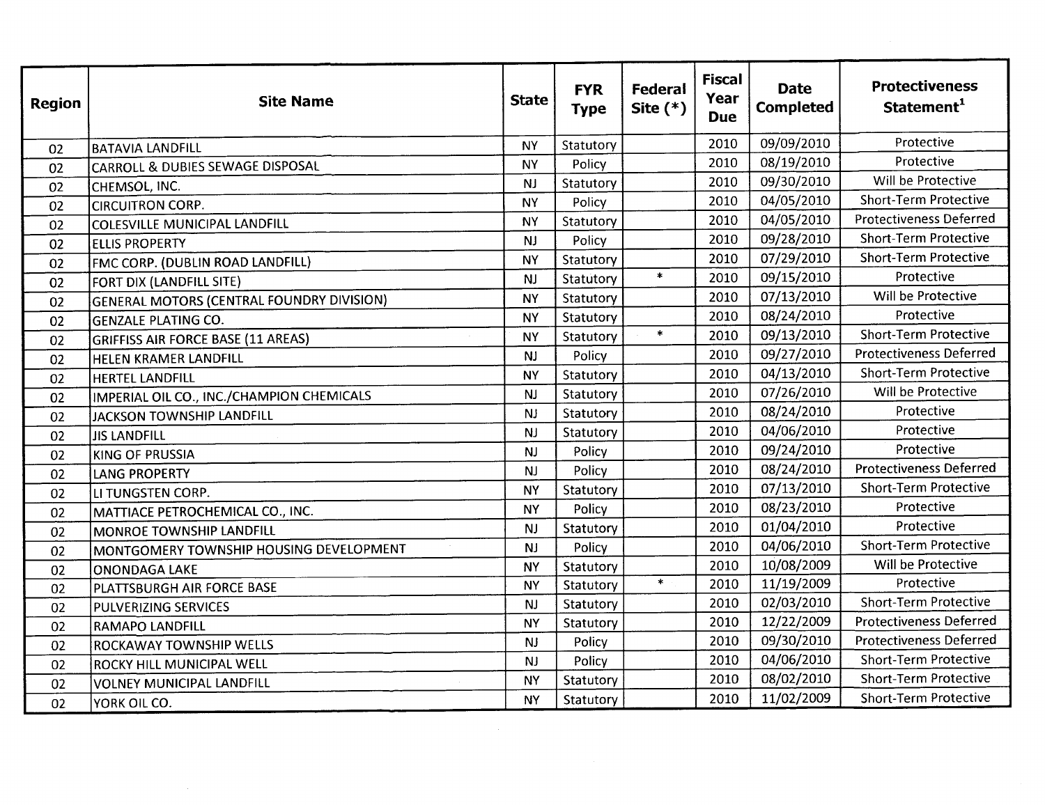| Region | Site Name | State | FYR Type | Federal Site (*) | Fiscal Year Due | Date Completed | Protectiveness Statement[1] |
|---|---|---|---|---|---|---|---|
| 02 | BATAVIA LANDFILL | NY | Statutory | | 2010 | 09/09/2010 | Protective |
| 02 | CARROLL & DUBIES SEWAGE DISPOSAL | NY | Policy | | 2010 | 08/19/2010 | Protective |
| 02 | CHEMSOL, INC. | NJ | Statutory | | 2010 | 09/30/2010 | Will be Protective |
| 02 | CIRCUITRON CORP. | NY | Policy | | 2010 | 04/05/2010 | Short-Term Protective |
| 02 | COLESVILLE MUNICIPAL LANDFILL | NY | Statutory | | 2010 | 04/05/2010 | Protectiveness Deferred |
| 02 | ELLIS PROPERTY | NJ | Policy | | 2010 | 09/28/2010 | Short-Term Protective |
| 02 | FMC CORP. (DUBLIN ROAD LANDFILL) | NY | Statutory | | 2010 | 07/29/2010 | Short-Term Protective |
| 02 | FORT DIX (LANDFILL SITE) | NJ | Statutory | * | 2010 | 09/15/2010 | Protective |
| 02 | GENERAL MOTORS (CENTRAL FOUNDRY DIVISION) | NY | Statutory | | 2010 | 07/13/2010 | Will be Protective |
| 02 | GENZALE PLATING CO. | NY | Statutory | | 2010 | 08/24/2010 | Protective |
| 02 | GRIFFISS AIR FORCE BASE (11 AREAS) | NY | Statutory | * | 2010 | 09/13/2010 | Short-Term Protective |
| 02 | HELEN KRAMER LANDFILL | NJ | Policy | | 2010 | 09/27/2010 | Protectiveness Deferred |
| 02 | HERTEL LANDFILL | NY | Statutory | | 2010 | 04/13/2010 | Short-Term Protective |
| 02 | IMPERIAL OIL CO., INC./CHAMPION CHEMICALS | NJ | Statutory | | 2010 | 07/26/2010 | Will be Protective |
| 02 | JACKSON TOWNSHIP LANDFILL | NJ | Statutory | | 2010 | 08/24/2010 | Protective |
| 02 | JIS LANDFILL | NJ | Statutory | | 2010 | 04/06/2010 | Protective |
| 02 | KING OF PRUSSIA | NJ | Policy | | 2010 | 09/24/2010 | Protective |
| 02 | LANG PROPERTY | NJ | Policy | | 2010 | 08/24/2010 | Protectiveness Deferred |
| 02 | LI TUNGSTEN CORP. | NY | Statutory | | 2010 | 07/13/2010 | Short-Term Protective |
| 02 | MATTIACE PETROCHEMICAL CO., INC. | NY | Policy | | 2010 | 08/23/2010 | Protective |
| 02 | MONROE TOWNSHIP LANDFILL | NJ | Statutory | | 2010 | 01/04/2010 | Protective |
| 02 | MONTGOMERY TOWNSHIP HOUSING DEVELOPMENT | NJ | Policy | | 2010 | 04/06/2010 | Short-Term Protective |
| 02 | ONONDAGA LAKE | NY | Statutory | | 2010 | 10/08/2009 | Will be Protective |
| 02 | PLATTSBURGH AIR FORCE BASE | NY | Statutory | * | 2010 | 11/19/2009 | Protective |
| 02 | PULVERIZING SERVICES | NJ | Statutory | | 2010 | 02/03/2010 | Short-Term Protective |
| 02 | RAMAPO LANDFILL | NY | Statutory | | 2010 | 12/22/2009 | Protectiveness Deferred |
| 02 | ROCKAWAY TOWNSHIP WELLS | NJ | Policy | | 2010 | 09/30/2010 | Protectiveness Deferred |
| 02 | ROCKY HILL MUNICIPAL WELL | NJ | Policy | | 2010 | 04/06/2010 | Short-Term Protective |
| 02 | VOLNEY MUNICIPAL LANDFILL | NY | Statutory | | 2010 | 08/02/2010 | Short-Term Protective |
| 02 | YORK OIL CO. | NY | Statutory | | 2010 | 11/02/2009 | Short-Term Protective |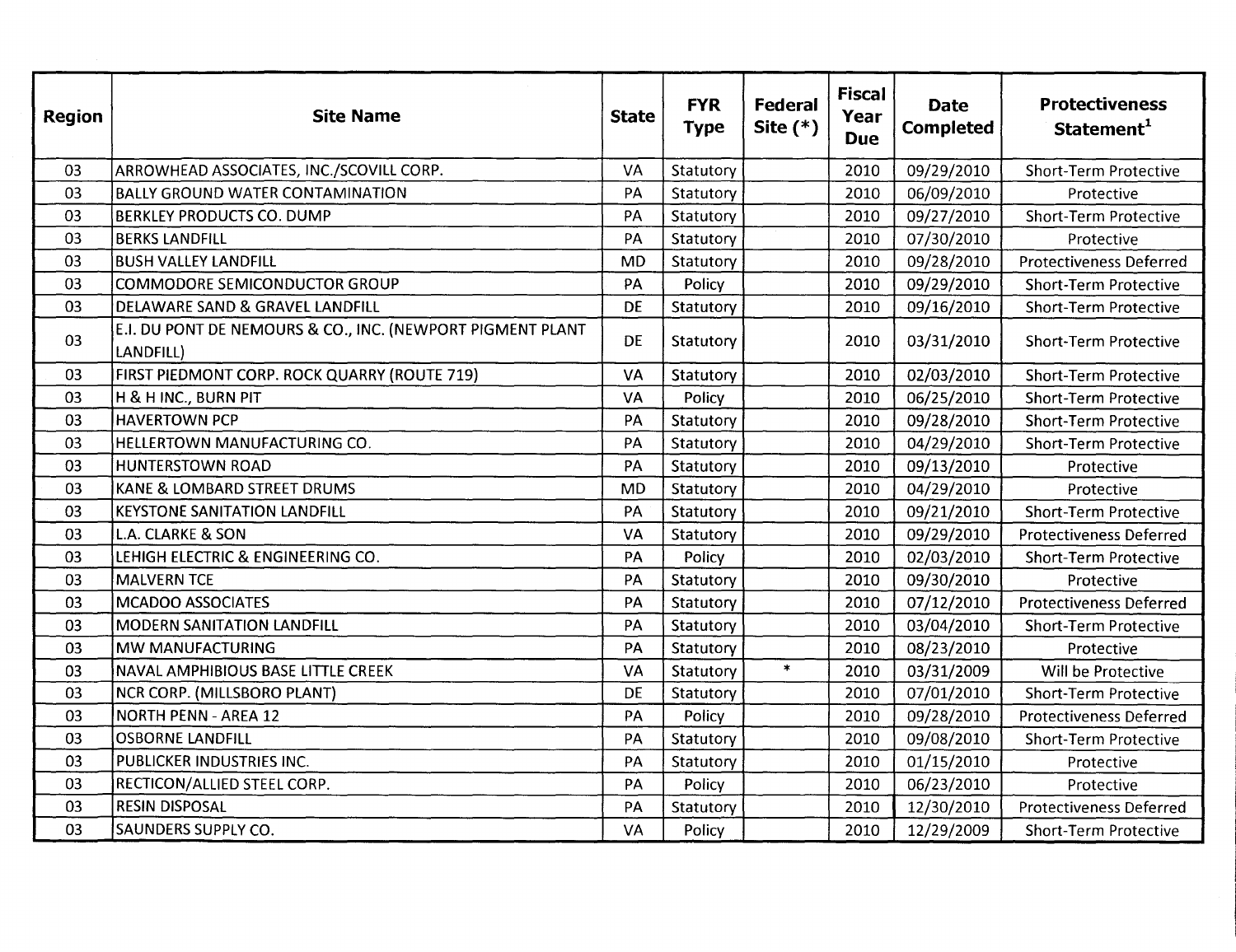| Region | Site Name | State | FYR Type | Federal Site (*) | Fiscal Year Due | Date Completed | Protectiveness Statement[1] |
|---|---|---|---|---|---|---|---|
| 03 | ARROWHEAD ASSOCIATES, INC./SCOVILL CORP. | VA | Statutory | | 2010 | 09/29/2010 | Short-Term Protective |
| 03 | BALLY GROUND WATER CONTAMINATION | PA | Statutory | | 2010 | 06/09/2010 | Protective |
| 03 | BERKLEY PRODUCTS CO. DUMP | PA | Statutory | | 2010 | 09/27/2010 | Short-Term Protective |
| 03 | BERKS LANDFILL | PA | Statutory | | 2010 | 07/30/2010 | Protective |
| 03 | BUSH VALLEY LANDFILL | MD | Statutory | | 2010 | 09/28/2010 | Protectiveness Deferred |
| 03 | COMMODORE SEMICONDUCTOR GROUP | PA | Policy | | 2010 | 09/29/2010 | Short-Term Protective |
| 03 | DELAWARE SAND & GRAVEL LANDFILL | DE | Statutory | | 2010 | 09/16/2010 | Short-Term Protective |
| 03 | E.I. DU PONT DE NEMOURS & CO., INC. (NEWPORT PIGMENT PLANT LANDFILL) | DE | Statutory | | 2010 | 03/31/2010 | Short-Term Protective |
| 03 | FIRST PIEDMONT CORP. ROCK QUARRY (ROUTE 719) | VA | Statutory | | 2010 | 02/03/2010 | Short-Term Protective |
| 03 | H & H INC., BURN PIT | VA | Policy | | 2010 | 06/25/2010 | Short-Term Protective |
| 03 | HAVERTOWN PCP | PA | Statutory | | 2010 | 09/28/2010 | Short-Term Protective |
| 03 | HELLERTOWN MANUFACTURING CO. | PA | Statutory | | 2010 | 04/29/2010 | Short-Term Protective |
| 03 | HUNTERSTOWN ROAD | PA | Statutory | | 2010 | 09/13/2010 | Protective |
| 03 | KANE & LOMBARD STREET DRUMS | MD | Statutory | | 2010 | 04/29/2010 | Protective |
| 03 | KEYSTONE SANITATION LANDFILL | PA | Statutory | | 2010 | 09/21/2010 | Short-Term Protective |
| 03 | L.A. CLARKE & SON | VA | Statutory | | 2010 | 09/29/2010 | Protectiveness Deferred |
| 03 | LEHIGH ELECTRIC & ENGINEERING CO. | PA | Policy | | 2010 | 02/03/2010 | Short-Term Protective |
| 03 | MALVERN TCE | PA | Statutory | | 2010 | 09/30/2010 | Protective |
| 03 | MCADOO ASSOCIATES | PA | Statutory | | 2010 | 07/12/2010 | Protectiveness Deferred |
| 03 | MODERN SANITATION LANDFILL | PA | Statutory | | 2010 | 03/04/2010 | Short-Term Protective |
| 03 | MW MANUFACTURING | PA | Statutory | | 2010 | 08/23/2010 | Protective |
| 03 | NAVAL AMPHIBIOUS BASE LITTLE CREEK | VA | Statutory | * | 2010 | 03/31/2009 | Will be Protective |
| 03 | NCR CORP. (MILLSBORO PLANT) | DE | Statutory | | 2010 | 07/01/2010 | Short-Term Protective |
| 03 | NORTH PENN - AREA 12 | PA | Policy | | 2010 | 09/28/2010 | Protectiveness Deferred |
| 03 | OSBORNE LANDFILL | PA | Statutory | | 2010 | 09/08/2010 | Short-Term Protective |
| 03 | PUBLICKER INDUSTRIES INC. | PA | Statutory | | 2010 | 01/15/2010 | Protective |
| 03 | RECTICON/ALLIED STEEL CORP. | PA | Policy | | 2010 | 06/23/2010 | Protective |
| 03 | RESIN DISPOSAL | PA | Statutory | | 2010 | 12/30/2010 | Protectiveness Deferred |
| 03 | SAUNDERS SUPPLY CO. | VA | Policy | | 2010 | 12/29/2009 | Short-Term Protective |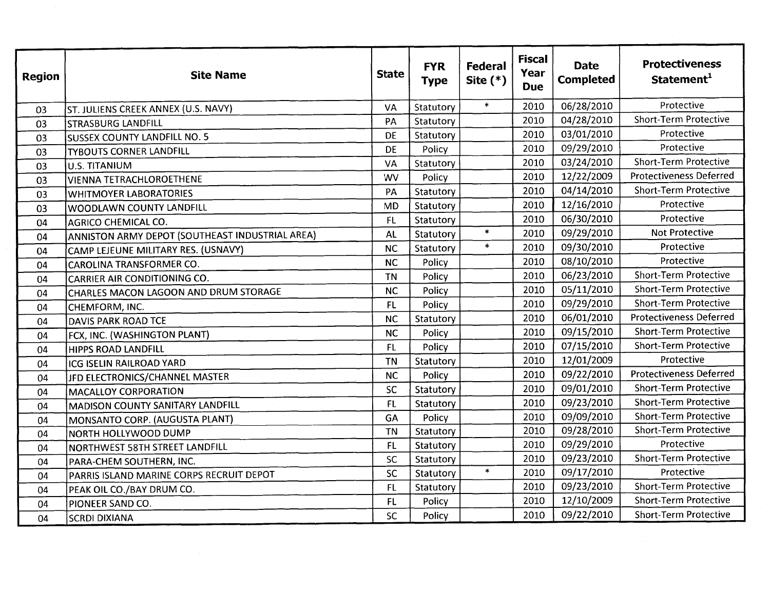| Region | Site Name | State | FYR Type | Federal Site (*) | Fiscal Year Due | Date Completed | Protectiveness Statement[1] |
|---|---|---|---|---|---|---|---|
| 03 | ST. JULIENS CREEK ANNEX (U.S. NAVY) | VA | Statutory | * | 2010 | 06/28/2010 | Protective |
| 03 | STRASBURG LANDFILL | PA | Statutory | | 2010 | 04/28/2010 | Short-Term Protective |
| 03 | SUSSEX COUNTY LANDFILL NO. 5 | DE | Statutory | | 2010 | 03/01/2010 | Protective |
| 03 | TYBOUTS CORNER LANDFILL | DE | Policy | | 2010 | 09/29/2010 | Protective |
| 03 | U.S. TITANIUM | VA | Statutory | | 2010 | 03/24/2010 | Short-Term Protective |
| 03 | VIENNA TETRACHLOROETHENE | WV | Policy | | 2010 | 12/22/2009 | Protectiveness Deferred |
| 03 | WHITMOYER LABORATORIES | PA | Statutory | | 2010 | 04/14/2010 | Short-Term Protective |
| 03 | WOODLAWN COUNTY LANDFILL | MD | Statutory | | 2010 | 12/16/2010 | Protective |
| 04 | AGRICO CHEMICAL CO. | FL | Statutory | | 2010 | 06/30/2010 | Protective |
| 04 | ANNISTON ARMY DEPOT (SOUTHEAST INDUSTRIAL AREA) | AL | Statutory | * | 2010 | 09/29/2010 | Not Protective |
| 04 | CAMP LEJEUNE MILITARY RES. (USNAVY) | NC | Statutory | * | 2010 | 09/30/2010 | Protective |
| 04 | CAROLINA TRANSFORMER CO. | NC | Policy | | 2010 | 08/10/2010 | Protective |
| 04 | CARRIER AIR CONDITIONING CO. | TN | Policy | | 2010 | 06/23/2010 | Short-Term Protective |
| 04 | CHARLES MACON LAGOON AND DRUM STORAGE | NC | Policy | | 2010 | 05/11/2010 | Short-Term Protective |
| 04 | CHEMFORM, INC. | FL | Policy | | 2010 | 09/29/2010 | Short-Term Protective |
| 04 | DAVIS PARK ROAD TCE | NC | Statutory | | 2010 | 06/01/2010 | Protectiveness Deferred |
| 04 | FCX, INC. (WASHINGTON PLANT) | NC | Policy | | 2010 | 09/15/2010 | Short-Term Protective |
| 04 | HIPPS ROAD LANDFILL | FL | Policy | | 2010 | 07/15/2010 | Short-Term Protective |
| 04 | ICG ISELIN RAILROAD YARD | TN | Statutory | | 2010 | 12/01/2009 | Protective |
| 04 | JFD ELECTRONICS/CHANNEL MASTER | NC | Policy | | 2010 | 09/22/2010 | Protectiveness Deferred |
| 04 | MACALLOY CORPORATION | SC | Statutory | | 2010 | 09/01/2010 | Short-Term Protective |
| 04 | MADISON COUNTY SANITARY LANDFILL | FL | Statutory | | 2010 | 09/23/2010 | Short-Term Protective |
| 04 | MONSANTO CORP. (AUGUSTA PLANT) | GA | Policy | | 2010 | 09/09/2010 | Short-Term Protective |
| 04 | NORTH HOLLYWOOD DUMP | TN | Statutory | | 2010 | 09/28/2010 | Short-Term Protective |
| 04 | NORTHWEST 58TH STREET LANDFILL | FL | Statutory | | 2010 | 09/29/2010 | Protective |
| 04 | PARA-CHEM SOUTHERN, INC. | SC | Statutory | | 2010 | 09/23/2010 | Short-Term Protective |
| 04 | PARRIS ISLAND MARINE CORPS RECRUIT DEPOT | SC | Statutory | * | 2010 | 09/17/2010 | Protective |
| 04 | PEAK OIL CO./BAY DRUM CO. | FL | Statutory | | 2010 | 09/23/2010 | Short-Term Protective |
| 04 | PIONEER SAND CO. | FL | Policy | | 2010 | 12/10/2009 | Short-Term Protective |
| 04 | SCRDI DIXIANA | SC | Policy | | 2010 | 09/22/2010 | Short-Term Protective |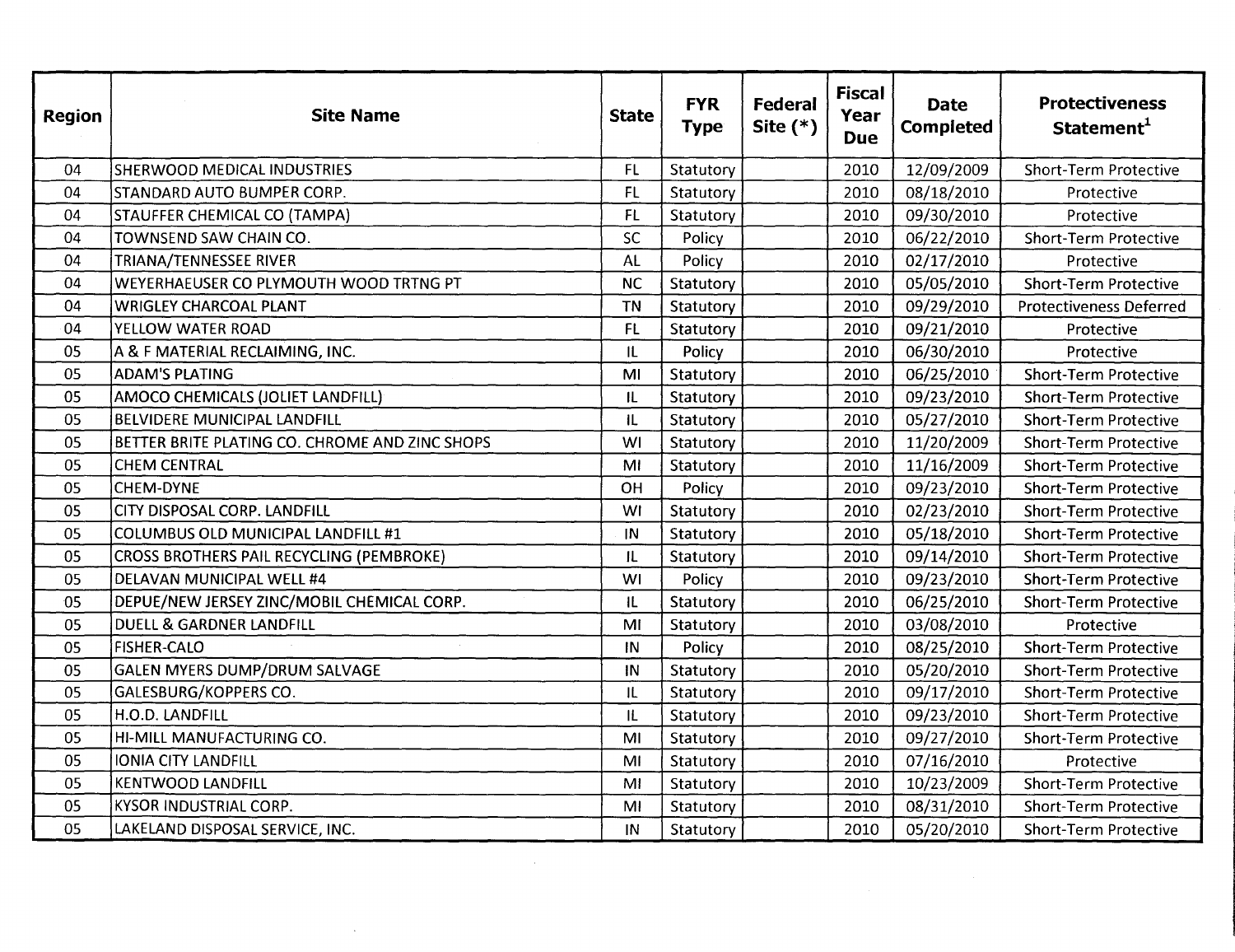| Region | Site Name | State | FYR Type | Federal Site (*) | Fiscal Year Due | Date Completed | Protectiveness Statement[1] |
|---|---|---|---|---|---|---|---|
| 04 | SHERWOOD MEDICAL INDUSTRIES | FL | Statutory | | 2010 | 12/09/2009 | Short-Term Protective |
| 04 | STANDARD AUTO BUMPER CORP. | FL | Statutory | | 2010 | 08/18/2010 | Protective |
| 04 | STAUFFER CHEMICAL CO (TAMPA) | FL | Statutory | | 2010 | 09/30/2010 | Protective |
| 04 | TOWNSEND SAW CHAIN CO. | SC | Policy | | 2010 | 06/22/2010 | Short-Term Protective |
| 04 | TRIANA/TENNESSEE RIVER | AL | Policy | | 2010 | 02/17/2010 | Protective |
| 04 | WEYERHAEUSER CO PLYMOUTH WOOD TRTNG PT | NC | Statutory | | 2010 | 05/05/2010 | Short-Term Protective |
| 04 | WRIGLEY CHARCOAL PLANT | TN | Statutory | | 2010 | 09/29/2010 | Protectiveness Deferred |
| 04 | YELLOW WATER ROAD | FL | Statutory | | 2010 | 09/21/2010 | Protective |
| 05 | A & F MATERIAL RECLAIMING, INC. | IL | Policy | | 2010 | 06/30/2010 | Protective |
| 05 | ADAM'S PLATING | MI | Statutory | | 2010 | 06/25/2010 | Short-Term Protective |
| 05 | AMOCO CHEMICALS (JOLIET LANDFILL) | IL | Statutory | | 2010 | 09/23/2010 | Short-Term Protective |
| 05 | BELVIDERE MUNICIPAL LANDFILL | IL | Statutory | | 2010 | 05/27/2010 | Short-Term Protective |
| 05 | BETTER BRITE PLATING CO. CHROME AND ZINC SHOPS | WI | Statutory | | 2010 | 11/20/2009 | Short-Term Protective |
| 05 | CHEM CENTRAL | MI | Statutory | | 2010 | 11/16/2009 | Short-Term Protective |
| 05 | CHEM-DYNE | OH | Policy | | 2010 | 09/23/2010 | Short-Term Protective |
| 05 | CITY DISPOSAL CORP. LANDFILL | WI | Statutory | | 2010 | 02/23/2010 | Short-Term Protective |
| 05 | COLUMBUS OLD MUNICIPAL LANDFILL #1 | IN | Statutory | | 2010 | 05/18/2010 | Short-Term Protective |
| 05 | CROSS BROTHERS PAIL RECYCLING (PEMBROKE) | IL | Statutory | | 2010 | 09/14/2010 | Short-Term Protective |
| 05 | DELAVAN MUNICIPAL WELL #4 | WI | Policy | | 2010 | 09/23/2010 | Short-Term Protective |
| 05 | DEPUE/NEW JERSEY ZINC/MOBIL CHEMICAL CORP. | IL | Statutory | | 2010 | 06/25/2010 | Short-Term Protective |
| 05 | DUELL & GARDNER LANDFILL | MI | Statutory | | 2010 | 03/08/2010 | Protective |
| 05 | FISHER-CALO | IN | Policy | | 2010 | 08/25/2010 | Short-Term Protective |
| 05 | GALEN MYERS DUMP/DRUM SALVAGE | IN | Statutory | | 2010 | 05/20/2010 | Short-Term Protective |
| 05 | GALESBURG/KOPPERS CO. | IL | Statutory | | 2010 | 09/17/2010 | Short-Term Protective |
| 05 | H.O.D. LANDFILL | IL | Statutory | | 2010 | 09/23/2010 | Short-Term Protective |
| 05 | HI-MILL MANUFACTURING CO. | MI | Statutory | | 2010 | 09/27/2010 | Short-Term Protective |
| 05 | IONIA CITY LANDFILL | MI | Statutory | | 2010 | 07/16/2010 | Protective |
| 05 | KENTWOOD LANDFILL | MI | Statutory | | 2010 | 10/23/2009 | Short-Term Protective |
| 05 | KYSOR INDUSTRIAL CORP. | MI | Statutory | | 2010 | 08/31/2010 | Short-Term Protective |
| 05 | LAKELAND DISPOSAL SERVICE, INC. | IN | Statutory | | 2010 | 05/20/2010 | Short-Term Protective |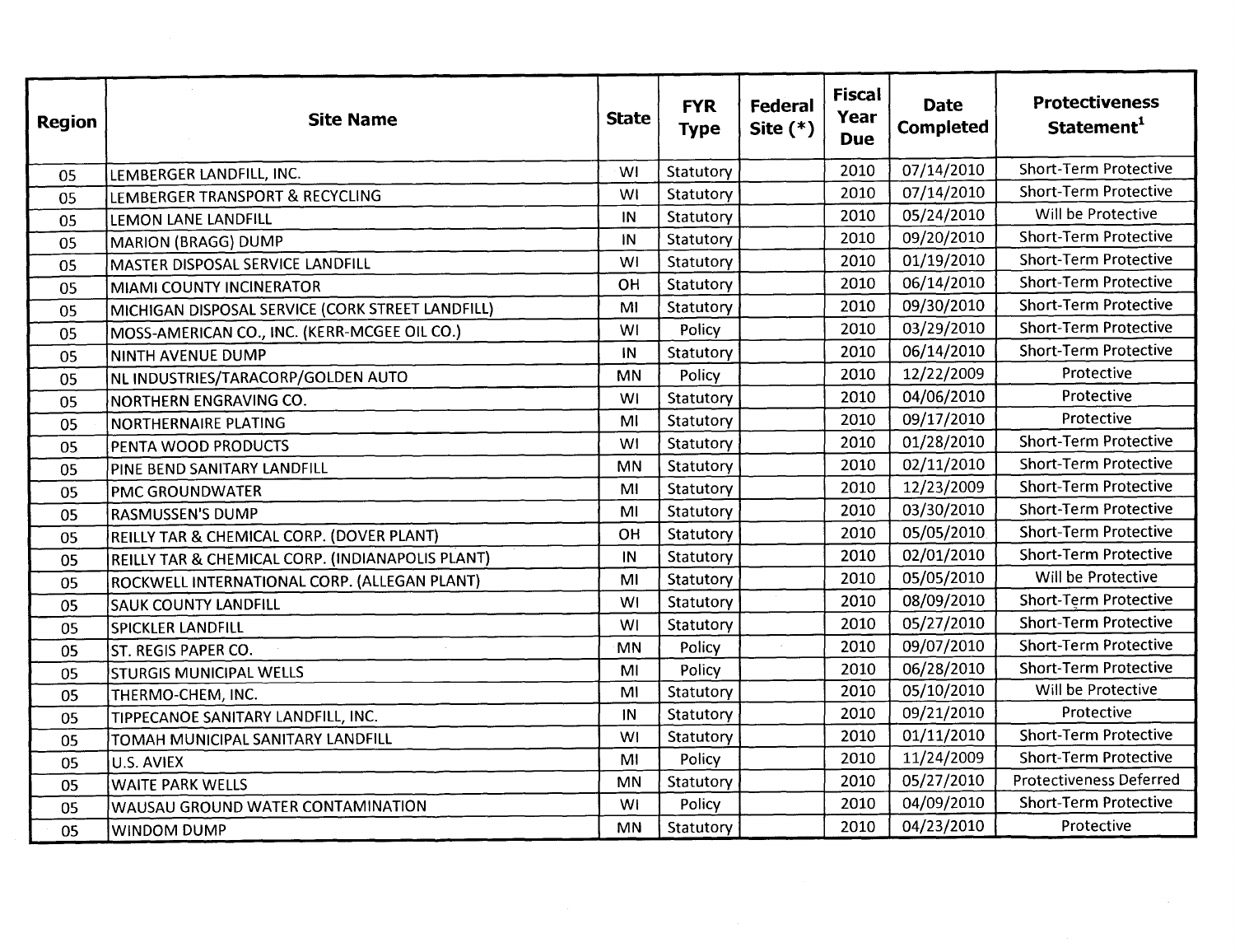| Region | Site Name | State | FYR Type | Federal Site (*) | Fiscal Year Due | Date Completed | Protectiveness Statement[1] |
|---|---|---|---|---|---|---|---|
| 05 | LEMBERGER LANDFILL, INC. | WI | Statutory | | 2010 | 07/14/2010 | Short-Term Protective |
| 05 | LEMBERGER TRANSPORT & RECYCLING | WI | Statutory | | 2010 | 07/14/2010 | Short-Term Protective |
| 05 | LEMON LANE LANDFILL | IN | Statutory | | 2010 | 05/24/2010 | Will be Protective |
| 05 | MARION (BRAGG) DUMP | IN | Statutory | | 2010 | 09/20/2010 | Short-Term Protective |
| 05 | MASTER DISPOSAL SERVICE LANDFILL | WI | Statutory | | 2010 | 01/19/2010 | Short-Term Protective |
| 05 | MIAMI COUNTY INCINERATOR | OH | Statutory | | 2010 | 06/14/2010 | Short-Term Protective |
| 05 | MICHIGAN DISPOSAL SERVICE (CORK STREET LANDFILL) | MI | Statutory | | 2010 | 09/30/2010 | Short-Term Protective |
| 05 | MOSS-AMERICAN CO., INC. (KERR-MCGEE OIL CO.) | WI | Policy | | 2010 | 03/29/2010 | Short-Term Protective |
| 05 | NINTH AVENUE DUMP | IN | Statutory | | 2010 | 06/14/2010 | Short-Term Protective |
| 05 | NL INDUSTRIES/TARACORP/GOLDEN AUTO | MN | Policy | | 2010 | 12/22/2009 | Protective |
| 05 | NORTHERN ENGRAVING CO. | WI | Statutory | | 2010 | 04/06/2010 | Protective |
| 05 | NORTHERNAIRE PLATING | MI | Statutory | | 2010 | 09/17/2010 | Protective |
| 05 | PENTA WOOD PRODUCTS | WI | Statutory | | 2010 | 01/28/2010 | Short-Term Protective |
| 05 | PINE BEND SANITARY LANDFILL | MN | Statutory | | 2010 | 02/11/2010 | Short-Term Protective |
| 05 | PMC GROUNDWATER | MI | Statutory | | 2010 | 12/23/2009 | Short-Term Protective |
| 05 | RASMUSSEN'S DUMP | MI | Statutory | | 2010 | 03/30/2010 | Short-Term Protective |
| 05 | REILLY TAR & CHEMICAL CORP. (DOVER PLANT) | OH | Statutory | | 2010 | 05/05/2010 | Short-Term Protective |
| 05 | REILLY TAR & CHEMICAL CORP. (INDIANAPOLIS PLANT) | IN | Statutory | | 2010 | 02/01/2010 | Short-Term Protective |
| 05 | ROCKWELL INTERNATIONAL CORP. (ALLEGAN PLANT) | MI | Statutory | | 2010 | 05/05/2010 | Will be Protective |
| 05 | SAUK COUNTY LANDFILL | WI | Statutory | | 2010 | 08/09/2010 | Short-Term Protective |
| 05 | SPICKLER LANDFILL | WI | Statutory | | 2010 | 05/27/2010 | Short-Term Protective |
| 05 | ST. REGIS PAPER CO. | MN | Policy | | 2010 | 09/07/2010 | Short-Term Protective |
| 05 | STURGIS MUNICIPAL WELLS | MI | Policy | | 2010 | 06/28/2010 | Short-Term Protective |
| 05 | THERMO-CHEM, INC. | MI | Statutory | | 2010 | 05/10/2010 | Will be Protective |
| 05 | TIPPECANOE SANITARY LANDFILL, INC. | IN | Statutory | | 2010 | 09/21/2010 | Protective |
| 05 | TOMAH MUNICIPAL SANITARY LANDFILL | WI | Statutory | | 2010 | 01/11/2010 | Short-Term Protective |
| 05 | U.S. AVIEX | MI | Policy | | 2010 | 11/24/2009 | Short-Term Protective |
| 05 | WAITE PARK WELLS | MN | Statutory | | 2010 | 05/27/2010 | Protectiveness Deferred |
| 05 | WAUSAU GROUND WATER CONTAMINATION | WI | Policy | | 2010 | 04/09/2010 | Short-Term Protective |
| 05 | WINDOM DUMP | MN | Statutory | | 2010 | 04/23/2010 | Protective |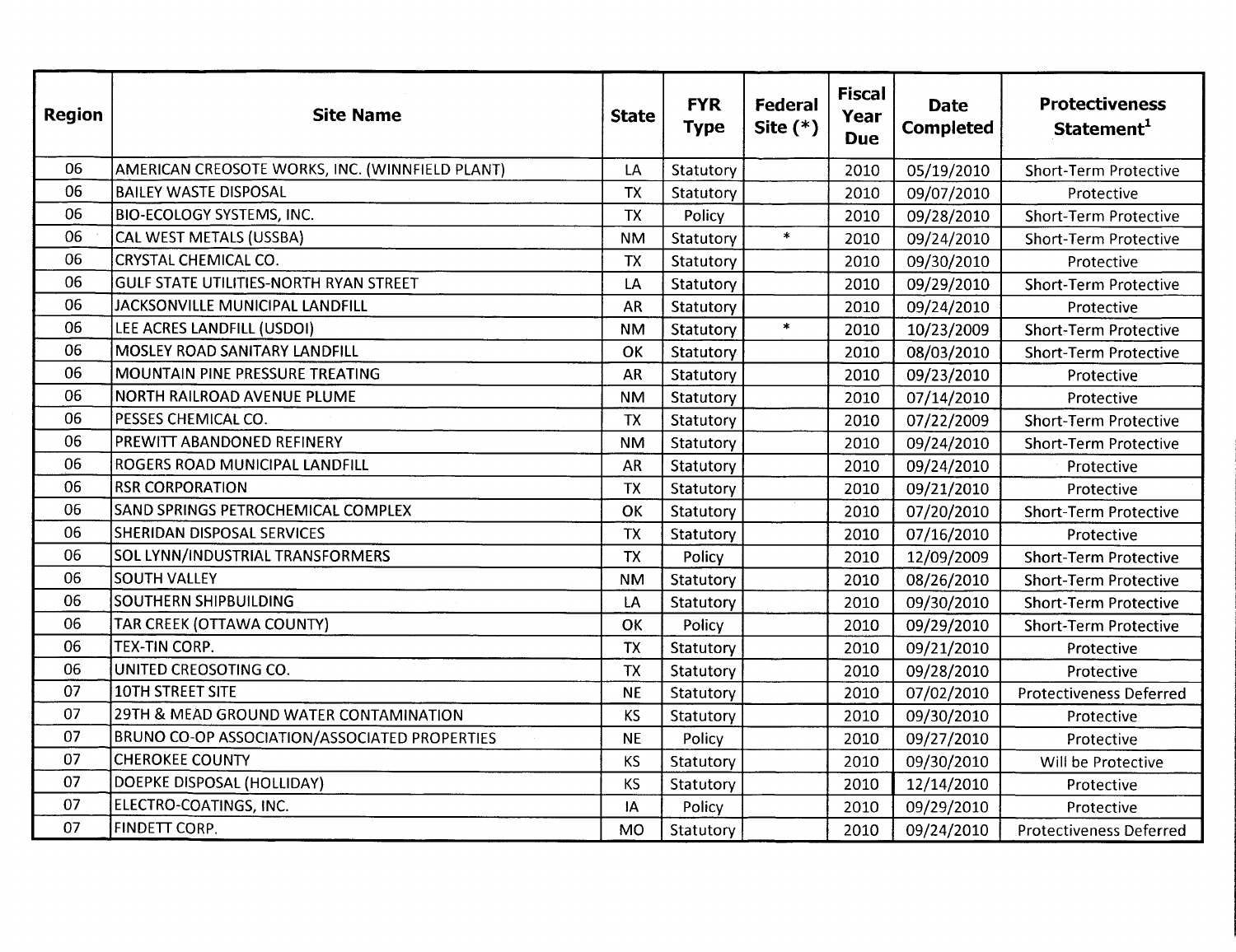| Region | Site Name | State | FYR Type | Federal Site (*) | Fiscal Year Due | Date Completed | Protectiveness Statement[1] |
|---|---|---|---|---|---|---|---|
| 06 | AMERICAN CREOSOTE WORKS, INC. (WINNFIELD PLANT) | LA | Statutory | | 2010 | 05/19/2010 | Short-Term Protective |
| 06 | BAILEY WASTE DISPOSAL | TX | Statutory | | 2010 | 09/07/2010 | Protective |
| 06 | BIO-ECOLOGY SYSTEMS, INC. | TX | Policy | | 2010 | 09/28/2010 | Short-Term Protective |
| 06 | CAL WEST METALS (USSBA) | NM | Statutory | * | 2010 | 09/24/2010 | Short-Term Protective |
| 06 | CRYSTAL CHEMICAL CO. | TX | Statutory | | 2010 | 09/30/2010 | Protective |
| 06 | GULF STATE UTILITIES-NORTH RYAN STREET | LA | Statutory | | 2010 | 09/29/2010 | Short-Term Protective |
| 06 | JACKSONVILLE MUNICIPAL LANDFILL | AR | Statutory | | 2010 | 09/24/2010 | Protective |
| 06 | LEE ACRES LANDFILL (USDOI) | NM | Statutory | * | 2010 | 10/23/2009 | Short-Term Protective |
| 06 | MOSLEY ROAD SANITARY LANDFILL | OK | Statutory | | 2010 | 08/03/2010 | Short-Term Protective |
| 06 | MOUNTAIN PINE PRESSURE TREATING | AR | Statutory | | 2010 | 09/23/2010 | Protective |
| 06 | NORTH RAILROAD AVENUE PLUME | NM | Statutory | | 2010 | 07/14/2010 | Protective |
| 06 | PESSES CHEMICAL CO. | TX | Statutory | | 2010 | 07/22/2009 | Short-Term Protective |
| 06 | PREWITT ABANDONED REFINERY | NM | Statutory | | 2010 | 09/24/2010 | Short-Term Protective |
| 06 | ROGERS ROAD MUNICIPAL LANDFILL | AR | Statutory | | 2010 | 09/24/2010 | Protective |
| 06 | RSR CORPORATION | TX | Statutory | | 2010 | 09/21/2010 | Protective |
| 06 | SAND SPRINGS PETROCHEMICAL COMPLEX | OK | Statutory | | 2010 | 07/20/2010 | Short-Term Protective |
| 06 | SHERIDAN DISPOSAL SERVICES | TX | Statutory | | 2010 | 07/16/2010 | Protective |
| 06 | SOL LYNN/INDUSTRIAL TRANSFORMERS | TX | Policy | | 2010 | 12/09/2009 | Short-Term Protective |
| 06 | SOUTH VALLEY | NM | Statutory | | 2010 | 08/26/2010 | Short-Term Protective |
| 06 | SOUTHERN SHIPBUILDING | LA | Statutory | | 2010 | 09/30/2010 | Short-Term Protective |
| 06 | TAR CREEK (OTTAWA COUNTY) | OK | Policy | | 2010 | 09/29/2010 | Short-Term Protective |
| 06 | TEX-TIN CORP. | TX | Statutory | | 2010 | 09/21/2010 | Protective |
| 06 | UNITED CREOSOTING CO. | TX | Statutory | | 2010 | 09/28/2010 | Protective |
| 07 | 10TH STREET SITE | NE | Statutory | | 2010 | 07/02/2010 | Protectiveness Deferred |
| 07 | 29TH & MEAD GROUND WATER CONTAMINATION | KS | Statutory | | 2010 | 09/30/2010 | Protective |
| 07 | BRUNO CO-OP ASSOCIATION/ASSOCIATED PROPERTIES | NE | Policy | | 2010 | 09/27/2010 | Protective |
| 07 | CHEROKEE COUNTY | KS | Statutory | | 2010 | 09/30/2010 | Will be Protective |
| 07 | DOEPKE DISPOSAL (HOLLIDAY) | KS | Statutory | | 2010 | 12/14/2010 | Protective |
| 07 | ELECTRO-COATINGS, INC. | IA | Policy | | 2010 | 09/29/2010 | Protective |
| 07 | FINDETT CORP. | MO | Statutory | | 2010 | 09/24/2010 | Protectiveness Deferred |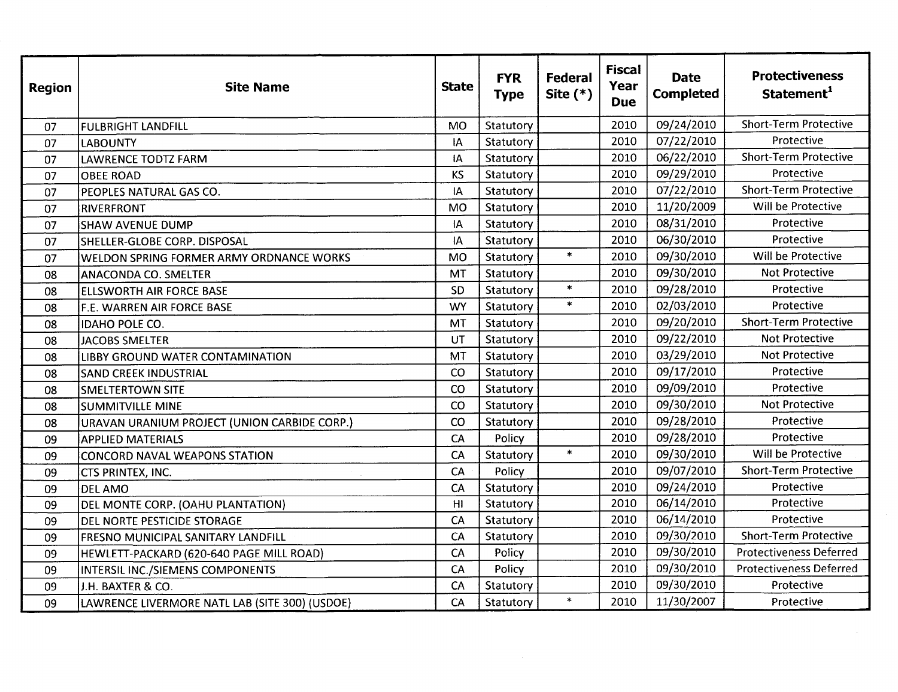| Region | Site Name | State | FYR Type | Federal Site (*) | Fiscal Year Due | Date Completed | Protectiveness Statement[1] |
|---|---|---|---|---|---|---|---|
| 07 | FULBRIGHT LANDFILL | MO | Statutory | | 2010 | 09/24/2010 | Short-Term Protective |
| 07 | LABOUNTY | IA | Statutory | | 2010 | 07/22/2010 | Protective |
| 07 | LAWRENCE TODTZ FARM | IA | Statutory | | 2010 | 06/22/2010 | Short-Term Protective |
| 07 | OBEE ROAD | KS | Statutory | | 2010 | 09/29/2010 | Protective |
| 07 | PEOPLES NATURAL GAS CO. | IA | Statutory | | 2010 | 07/22/2010 | Short-Term Protective |
| 07 | RIVERFRONT | MO | Statutory | | 2010 | 11/20/2009 | Will be Protective |
| 07 | SHAW AVENUE DUMP | IA | Statutory | | 2010 | 08/31/2010 | Protective |
| 07 | SHELLER-GLOBE CORP. DISPOSAL | IA | Statutory | | 2010 | 06/30/2010 | Protective |
| 07 | WELDON SPRING FORMER ARMY ORDNANCE WORKS | MO | Statutory | * | 2010 | 09/30/2010 | Will be Protective |
| 08 | ANACONDA CO. SMELTER | MT | Statutory | | 2010 | 09/30/2010 | Not Protective |
| 08 | ELLSWORTH AIR FORCE BASE | SD | Statutory | * | 2010 | 09/28/2010 | Protective |
| 08 | F.E. WARREN AIR FORCE BASE | WY | Statutory | * | 2010 | 02/03/2010 | Protective |
| 08 | IDAHO POLE CO. | MT | Statutory | | 2010 | 09/20/2010 | Short-Term Protective |
| 08 | JACOBS SMELTER | UT | Statutory | | 2010 | 09/22/2010 | Not Protective |
| 08 | LIBBY GROUND WATER CONTAMINATION | MT | Statutory | | 2010 | 03/29/2010 | Not Protective |
| 08 | SAND CREEK INDUSTRIAL | CO | Statutory | | 2010 | 09/17/2010 | Protective |
| 08 | SMELTERTOWN SITE | CO | Statutory | | 2010 | 09/09/2010 | Protective |
| 08 | SUMMITVILLE MINE | CO | Statutory | | 2010 | 09/30/2010 | Not Protective |
| 08 | URAVAN URANIUM PROJECT (UNION CARBIDE CORP.) | CO | Statutory | | 2010 | 09/28/2010 | Protective |
| 09 | APPLIED MATERIALS | CA | Policy | | 2010 | 09/28/2010 | Protective |
| 09 | CONCORD NAVAL WEAPONS STATION | CA | Statutory | * | 2010 | 09/30/2010 | Will be Protective |
| 09 | CTS PRINTEX, INC. | CA | Policy | | 2010 | 09/07/2010 | Short-Term Protective |
| 09 | DEL AMO | CA | Statutory | | 2010 | 09/24/2010 | Protective |
| 09 | DEL MONTE CORP. (OAHU PLANTATION) | HI | Statutory | | 2010 | 06/14/2010 | Protective |
| 09 | DEL NORTE PESTICIDE STORAGE | CA | Statutory | | 2010 | 06/14/2010 | Protective |
| 09 | FRESNO MUNICIPAL SANITARY LANDFILL | CA | Statutory | | 2010 | 09/30/2010 | Short-Term Protective |
| 09 | HEWLETT-PACKARD (620-640 PAGE MILL ROAD) | CA | Policy | | 2010 | 09/30/2010 | Protectiveness Deferred |
| 09 | INTERSIL INC./SIEMENS COMPONENTS | CA | Policy | | 2010 | 09/30/2010 | Protectiveness Deferred |
| 09 | J.H. BAXTER & CO. | CA | Statutory | | 2010 | 09/30/2010 | Protective |
| 09 | LAWRENCE LIVERMORE NATL LAB (SITE 300) (USDOE) | CA | Statutory | * | 2010 | 11/30/2007 | Protective |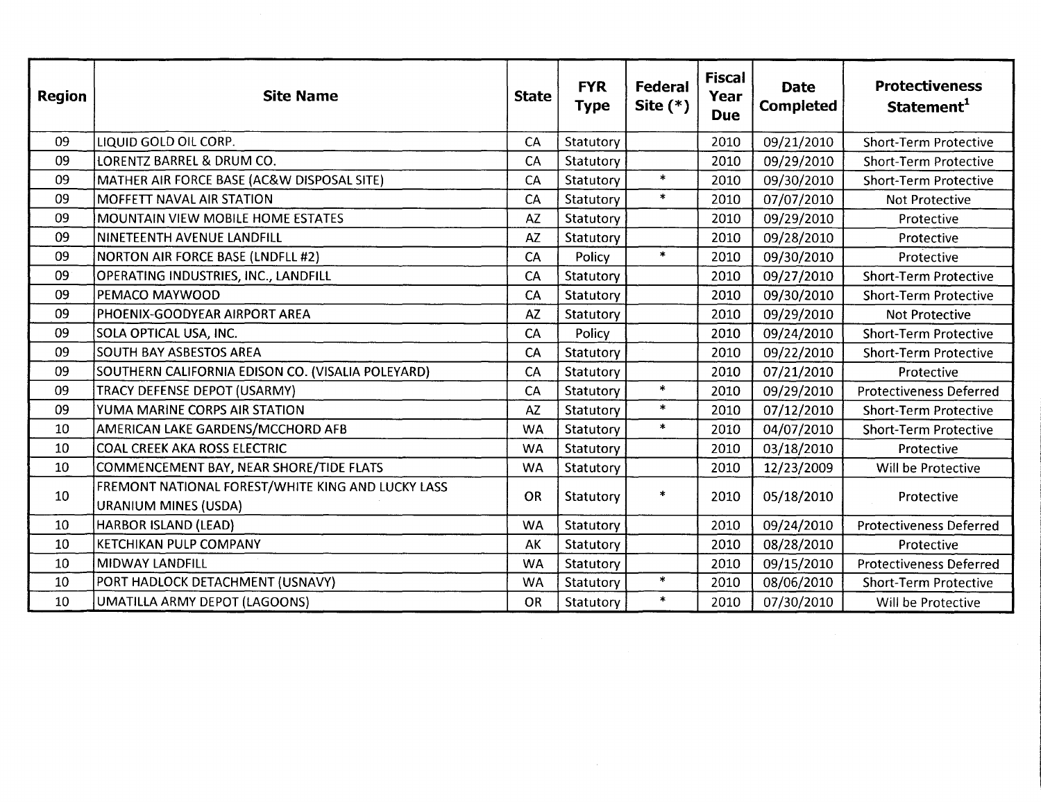| Region | Site Name | State | FYR Type | Federal Site (*) | Fiscal Year Due | Date Completed | Protectiveness Statement[1] |
|---|---|---|---|---|---|---|---|
| 09 | LIQUID GOLD OIL CORP. | CA | Statutory | | 2010 | 09/21/2010 | Short-Term Protective |
| 09 | LORENTZ BARREL & DRUM CO. | CA | Statutory | | 2010 | 09/29/2010 | Short-Term Protective |
| 09 | MATHER AIR FORCE BASE (AC&W DISPOSAL SITE) | CA | Statutory | * | 2010 | 09/30/2010 | Short-Term Protective |
| 09 | MOFFETT NAVAL AIR STATION | CA | Statutory | * | 2010 | 07/07/2010 | Not Protective |
| 09 | MOUNTAIN VIEW MOBILE HOME ESTATES | AZ | Statutory | | 2010 | 09/29/2010 | Protective |
| 09 | NINETEENTH AVENUE LANDFILL | AZ | Statutory | | 2010 | 09/28/2010 | Protective |
| 09 | NORTON AIR FORCE BASE (LNDFLL #2) | CA | Policy | * | 2010 | 09/30/2010 | Protective |
| 09 | OPERATING INDUSTRIES, INC., LANDFILL | CA | Statutory | | 2010 | 09/27/2010 | Short-Term Protective |
| 09 | PEMACO MAYWOOD | CA | Statutory | | 2010 | 09/30/2010 | Short-Term Protective |
| 09 | PHOENIX-GOODYEAR AIRPORT AREA | AZ | Statutory | | 2010 | 09/29/2010 | Not Protective |
| 09 | SOLA OPTICAL USA, INC. | CA | Policy | | 2010 | 09/24/2010 | Short-Term Protective |
| 09 | SOUTH BAY ASBESTOS AREA | CA | Statutory | | 2010 | 09/22/2010 | Short-Term Protective |
| 09 | SOUTHERN CALIFORNIA EDISON CO. (VISALIA POLEYARD) | CA | Statutory | | 2010 | 07/21/2010 | Protective |
| 09 | TRACY DEFENSE DEPOT (USARMY) | CA | Statutory | * | 2010 | 09/29/2010 | Protectiveness Deferred |
| 09 | YUMA MARINE CORPS AIR STATION | AZ | Statutory | * | 2010 | 07/12/2010 | Short-Term Protective |
| 10 | AMERICAN LAKE GARDENS/MCCHORD AFB | WA | Statutory | * | 2010 | 04/07/2010 | Short-Term Protective |
| 10 | COAL CREEK AKA ROSS ELECTRIC | WA | Statutory | | 2010 | 03/18/2010 | Protective |
| 10 | COMMENCEMENT BAY, NEAR SHORE/TIDE FLATS | WA | Statutory | | 2010 | 12/23/2009 | Will be Protective |
| 10 | FREMONT NATIONAL FOREST/WHITE KING AND LUCKY LASS URANIUM MINES (USDA) | OR | Statutory | * | 2010 | 05/18/2010 | Protective |
| 10 | HARBOR ISLAND (LEAD) | WA | Statutory | | 2010 | 09/24/2010 | Protectiveness Deferred |
| 10 | KETCHIKAN PULP COMPANY | AK | Statutory | | 2010 | 08/28/2010 | Protective |
| 10 | MIDWAY LANDFILL | WA | Statutory | | 2010 | 09/15/2010 | Protectiveness Deferred |
| 10 | PORT HADLOCK DETACHMENT (USNAVY) | WA | Statutory | * | 2010 | 08/06/2010 | Short-Term Protective |
| 10 | UMATILLA ARMY DEPOT (LAGOONS) | OR | Statutory | * | 2010 | 07/30/2010 | Will be Protective |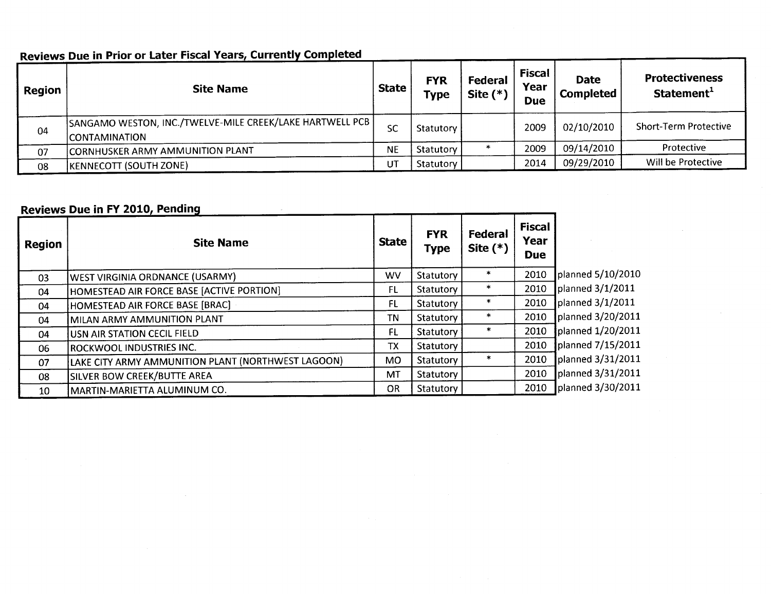**Reviews Due in Prior or Later Fiscal Years, Currently Completed**

| Region | Site Name | State | FYR Type | Federal Site (*) | Fiscal Year Due | Date Completed | Protectiveness Statement[1] |
|---|---|---|---|---|---|---|---|
| 04 | SANGAMO WESTON, INC./TWELVE-MILE CREEK/LAKE HARTWELL PCB CONTAMINATION | SC | Statutory | | 2009 | 02/10/2010 | Short-Term Protective |
| 07 | CORNHUSKER ARMY AMMUNITION PLANT | NE | Statutory | * | 2009 | 09/14/2010 | Protective |
| 08 | KENNECOTT (SOUTH ZONE) | UT | Statutory | | 2014 | 09/29/2010 | Will be Protective |

**Reviews Due in FY 2010, Pending**

| Region | Site Name | State | FYR Type | Federal Site (*) | Fiscal Year Due | |
|---|---|---|---|---|---|---|
| 03 | WEST VIRGINIA ORDNANCE (USARMY) | WV | Statutory | * | 2010 | planned 5/10/2010 |
| 04 | HOMESTEAD AIR FORCE BASE [ACTIVE PORTION] | FL | Statutory | * | 2010 | planned 3/1/2011 |
| 04 | HOMESTEAD AIR FORCE BASE [BRAC] | FL | Statutory | * | 2010 | planned 3/1/2011 |
| 04 | MILAN ARMY AMMUNITION PLANT | TN | Statutory | * | 2010 | planned 3/20/2011 |
| 04 | USN AIR STATION CECIL FIELD | FL | Statutory | * | 2010 | planned 1/20/2011 |
| 06 | ROCKWOOL INDUSTRIES INC. | TX | Statutory | | 2010 | planned 7/15/2011 |
| 07 | LAKE CITY ARMY AMMUNITION PLANT (NORTHWEST LAGOON) | MO | Statutory | * | 2010 | planned 3/31/2011 |
| 08 | SILVER BOW CREEK/BUTTE AREA | MT | Statutory | | 2010 | planned 3/31/2011 |
| 10 | MARTIN-MARIETTA ALUMINUM CO. | OR | Statutory | | 2010 | planned 3/30/2011 |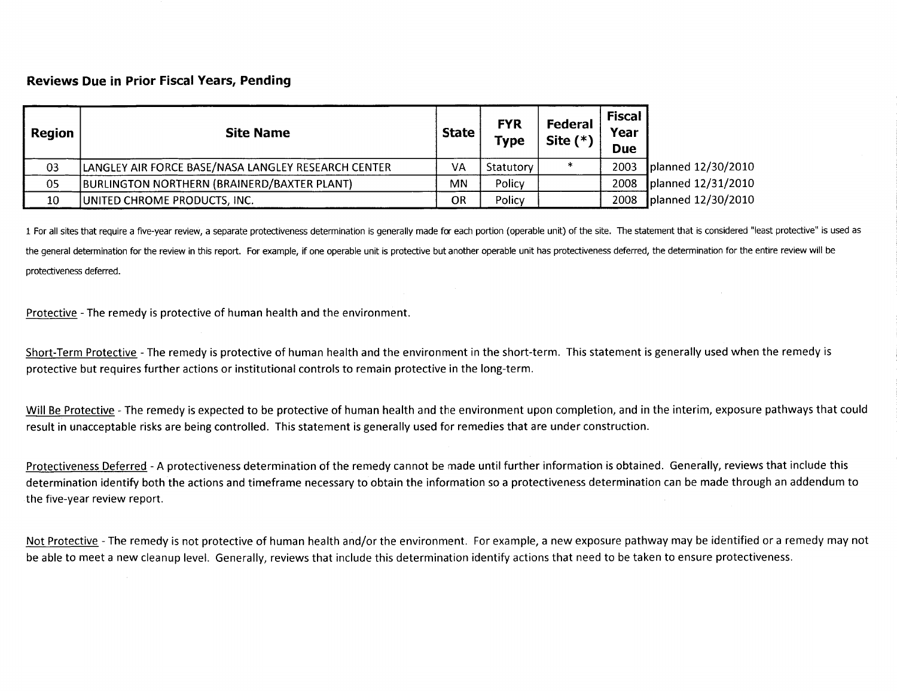### Reviews Due in Prior Fiscal Years, Pending

| Region | Site Name | State | FYR Type | Federal Site (*) | Fiscal Year Due | |
|---|---|---|---|---|---|---|
| 03 | LANGLEY AIR FORCE BASE/NASA LANGLEY RESEARCH CENTER | VA | Statutory | * | 2003 | planned 12/30/2010 |
| 05 | BURLINGTON NORTHERN (BRAINERD/BAXTER PLANT) | MN | Policy | | 2008 | planned 12/31/2010 |
| 10 | UNITED CHROME PRODUCTS, INC. | OR | Policy | | 2008 | planned 12/30/2010 |

1 For all sites that require a five-year review, a separate protectiveness determination is generally made for each portion (operable unit) of the site. The statement that is considered "least protective" is used as the general determination for the review in this report. For example, if one operable unit is protective but another operable unit has protectiveness deferred, the determination for the entire review will be protectiveness deferred.

Protective - The remedy is protective of human health and the environment.

Short-Term Protective - The remedy is protective of human health and the environment in the short-term. This statement is generally used when the remedy is protective but requires further actions or institutional controls to remain protective in the long-term.

Will Be Protective - The remedy is expected to be protective of human health and the environment upon completion, and in the interim, exposure pathways that could result in unacceptable risks are being controlled. This statement is generally used for remedies that are under construction.

Protectiveness Deferred - A protectiveness determination of the remedy cannot be made until further information is obtained. Generally, reviews that include this determination identify both the actions and timeframe necessary to obtain the information so a protectiveness determination can be made through an addendum to the five-year review report.

Not Protective - The remedy is not protective of human health and/or the environment. For example, a new exposure pathway may be identified or a remedy may not be able to meet a new cleanup level. Generally, reviews that include this determination identify actions that need to be taken to ensure protectiveness.